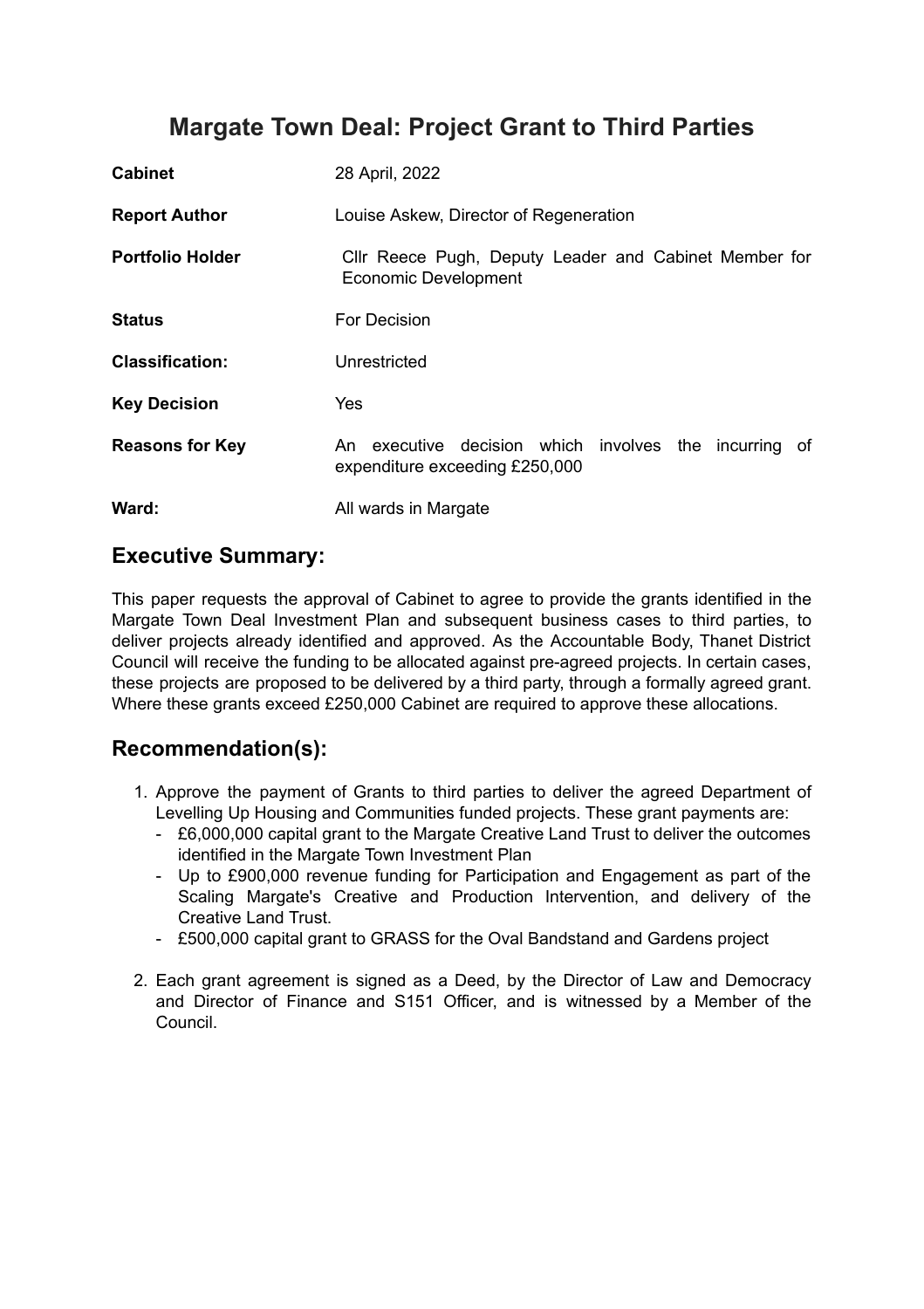# Margate Town Deal: Project Grant to Third Parties

| | |
|---|---|
| **Cabinet** | 28 April, 2022 |
| **Report Author** | Louise Askew, Director of Regeneration |
| **Portfolio Holder** | Cllr Reece Pugh, Deputy Leader and Cabinet Member for Economic Development |
| **Status** | For Decision |
| **Classification:** | Unrestricted |
| **Key Decision** | Yes |
| **Reasons for Key** | An executive decision which involves the incurring of expenditure exceeding £250,000 |
| **Ward:** | All wards in Margate |

## Executive Summary:

This paper requests the approval of Cabinet to agree to provide the grants identified in the Margate Town Deal Investment Plan and subsequent business cases to third parties, to deliver projects already identified and approved. As the Accountable Body, Thanet District Council will receive the funding to be allocated against pre-agreed projects. In certain cases, these projects are proposed to be delivered by a third party, through a formally agreed grant. Where these grants exceed £250,000 Cabinet are required to approve these allocations.

## Recommendation(s):

1. Approve the payment of Grants to third parties to deliver the agreed Department of Levelling Up Housing and Communities funded projects. These grant payments are:
   - £6,000,000 capital grant to the Margate Creative Land Trust to deliver the outcomes identified in the Margate Town Investment Plan
   - Up to £900,000 revenue funding for Participation and Engagement as part of the Scaling Margate's Creative and Production Intervention, and delivery of the Creative Land Trust.
   - £500,000 capital grant to GRASS for the Oval Bandstand and Gardens project

2. Each grant agreement is signed as a Deed, by the Director of Law and Democracy and Director of Finance and S151 Officer, and is witnessed by a Member of the Council.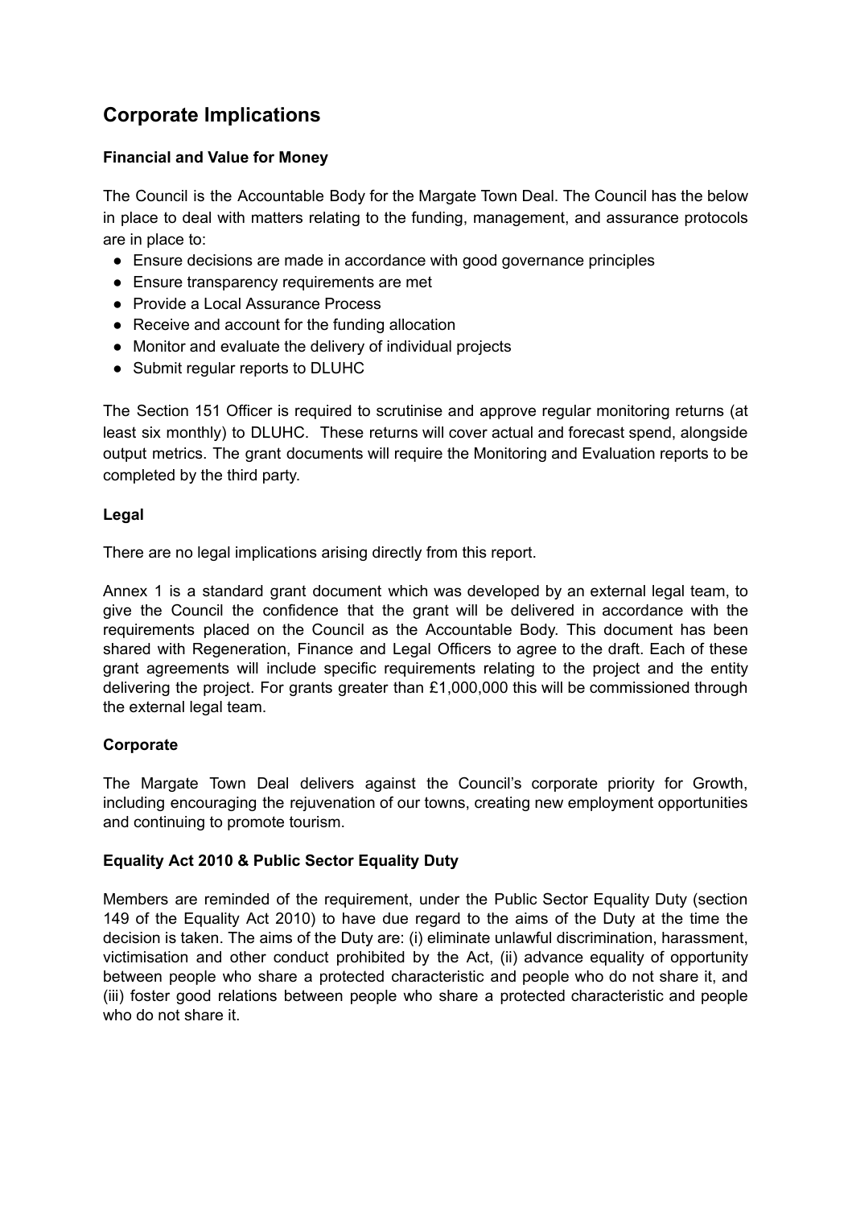## Corporate Implications

### Financial and Value for Money

The Council is the Accountable Body for the Margate Town Deal. The Council has the below in place to deal with matters relating to the funding, management, and assurance protocols are in place to:

- Ensure decisions are made in accordance with good governance principles
- Ensure transparency requirements are met
- Provide a Local Assurance Process
- Receive and account for the funding allocation
- Monitor and evaluate the delivery of individual projects
- Submit regular reports to DLUHC

The Section 151 Officer is required to scrutinise and approve regular monitoring returns (at least six monthly) to DLUHC. These returns will cover actual and forecast spend, alongside output metrics. The grant documents will require the Monitoring and Evaluation reports to be completed by the third party.

### Legal

There are no legal implications arising directly from this report.

Annex 1 is a standard grant document which was developed by an external legal team, to give the Council the confidence that the grant will be delivered in accordance with the requirements placed on the Council as the Accountable Body. This document has been shared with Regeneration, Finance and Legal Officers to agree to the draft. Each of these grant agreements will include specific requirements relating to the project and the entity delivering the project. For grants greater than £1,000,000 this will be commissioned through the external legal team.

### Corporate

The Margate Town Deal delivers against the Council's corporate priority for Growth, including encouraging the rejuvenation of our towns, creating new employment opportunities and continuing to promote tourism.

### Equality Act 2010 & Public Sector Equality Duty

Members are reminded of the requirement, under the Public Sector Equality Duty (section 149 of the Equality Act 2010) to have due regard to the aims of the Duty at the time the decision is taken. The aims of the Duty are: (i) eliminate unlawful discrimination, harassment, victimisation and other conduct prohibited by the Act, (ii) advance equality of opportunity between people who share a protected characteristic and people who do not share it, and (iii) foster good relations between people who share a protected characteristic and people who do not share it.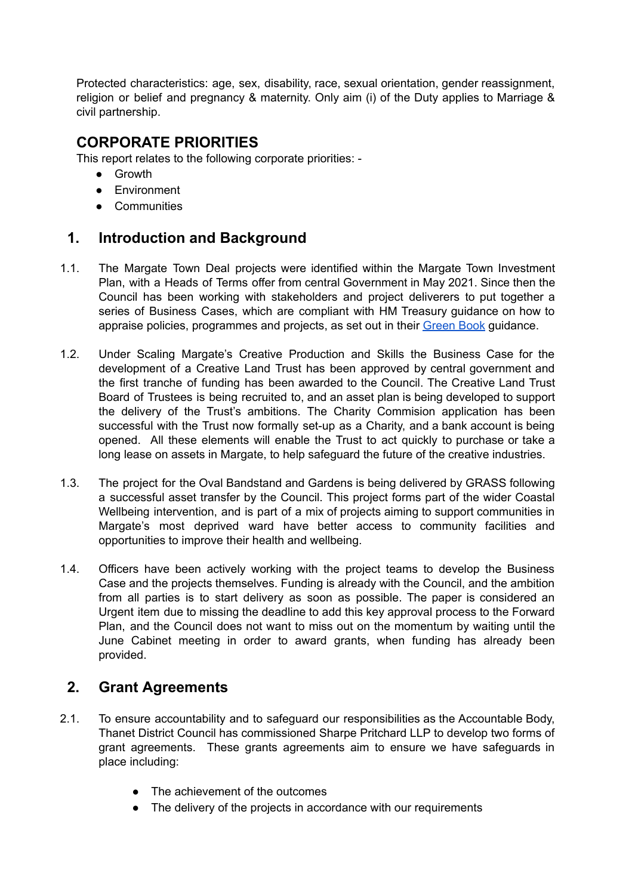Protected characteristics: age, sex, disability, race, sexual orientation, gender reassignment, religion or belief and pregnancy & maternity. Only aim (i) of the Duty applies to Marriage & civil partnership.

## CORPORATE PRIORITIES

This report relates to the following corporate priorities: -

- Growth
- Environment
- Communities

## 1. Introduction and Background

1.1. The Margate Town Deal projects were identified within the Margate Town Investment Plan, with a Heads of Terms offer from central Government in May 2021. Since then the Council has been working with stakeholders and project deliverers to put together a series of Business Cases, which are compliant with HM Treasury guidance on how to appraise policies, programmes and projects, as set out in their Green Book guidance.

1.2. Under Scaling Margate's Creative Production and Skills the Business Case for the development of a Creative Land Trust has been approved by central government and the first tranche of funding has been awarded to the Council. The Creative Land Trust Board of Trustees is being recruited to, and an asset plan is being developed to support the delivery of the Trust's ambitions. The Charity Commision application has been successful with the Trust now formally set-up as a Charity, and a bank account is being opened. All these elements will enable the Trust to act quickly to purchase or take a long lease on assets in Margate, to help safeguard the future of the creative industries.

1.3. The project for the Oval Bandstand and Gardens is being delivered by GRASS following a successful asset transfer by the Council. This project forms part of the wider Coastal Wellbeing intervention, and is part of a mix of projects aiming to support communities in Margate's most deprived ward have better access to community facilities and opportunities to improve their health and wellbeing.

1.4. Officers have been actively working with the project teams to develop the Business Case and the projects themselves. Funding is already with the Council, and the ambition from all parties is to start delivery as soon as possible. The paper is considered an Urgent item due to missing the deadline to add this key approval process to the Forward Plan, and the Council does not want to miss out on the momentum by waiting until the June Cabinet meeting in order to award grants, when funding has already been provided.

## 2. Grant Agreements

2.1. To ensure accountability and to safeguard our responsibilities as the Accountable Body, Thanet District Council has commissioned Sharpe Pritchard LLP to develop two forms of grant agreements. These grants agreements aim to ensure we have safeguards in place including:

- The achievement of the outcomes
- The delivery of the projects in accordance with our requirements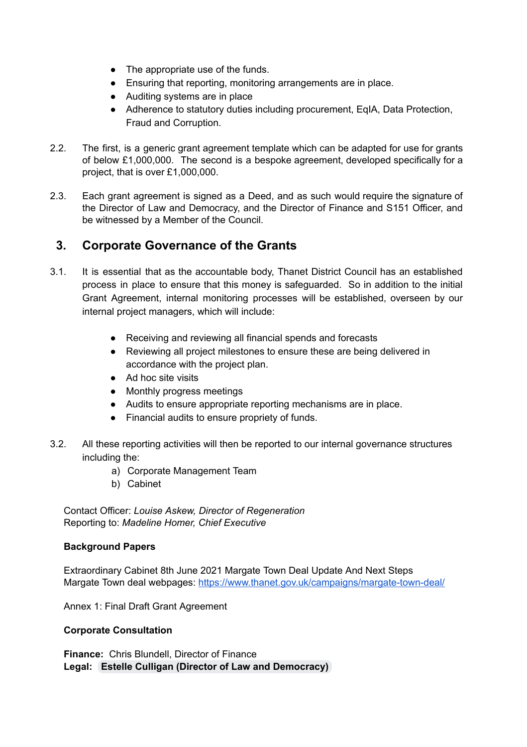- The appropriate use of the funds.
- Ensuring that reporting, monitoring arrangements are in place.
- Auditing systems are in place
- Adherence to statutory duties including procurement, EqIA, Data Protection, Fraud and Corruption.

2.2. The first, is a generic grant agreement template which can be adapted for use for grants of below £1,000,000. The second is a bespoke agreement, developed specifically for a project, that is over £1,000,000.

2.3. Each grant agreement is signed as a Deed, and as such would require the signature of the Director of Law and Democracy, and the Director of Finance and S151 Officer, and be witnessed by a Member of the Council.

## 3. Corporate Governance of the Grants

3.1. It is essential that as the accountable body, Thanet District Council has an established process in place to ensure that this money is safeguarded. So in addition to the initial Grant Agreement, internal monitoring processes will be established, overseen by our internal project managers, which will include:

- Receiving and reviewing all financial spends and forecasts
- Reviewing all project milestones to ensure these are being delivered in accordance with the project plan.
- Ad hoc site visits
- Monthly progress meetings
- Audits to ensure appropriate reporting mechanisms are in place.
- Financial audits to ensure propriety of funds.

3.2. All these reporting activities will then be reported to our internal governance structures including the:

a) Corporate Management Team
b) Cabinet

Contact Officer: *Louise Askew, Director of Regeneration*
Reporting to: *Madeline Homer, Chief Executive*

**Background Papers**

Extraordinary Cabinet 8th June 2021 Margate Town Deal Update And Next Steps
Margate Town deal webpages: https://www.thanet.gov.uk/campaigns/margate-town-deal/

Annex 1: Final Draft Grant Agreement

**Corporate Consultation**

**Finance:** Chris Blundell, Director of Finance
**Legal:** **Estelle Culligan (Director of Law and Democracy)**